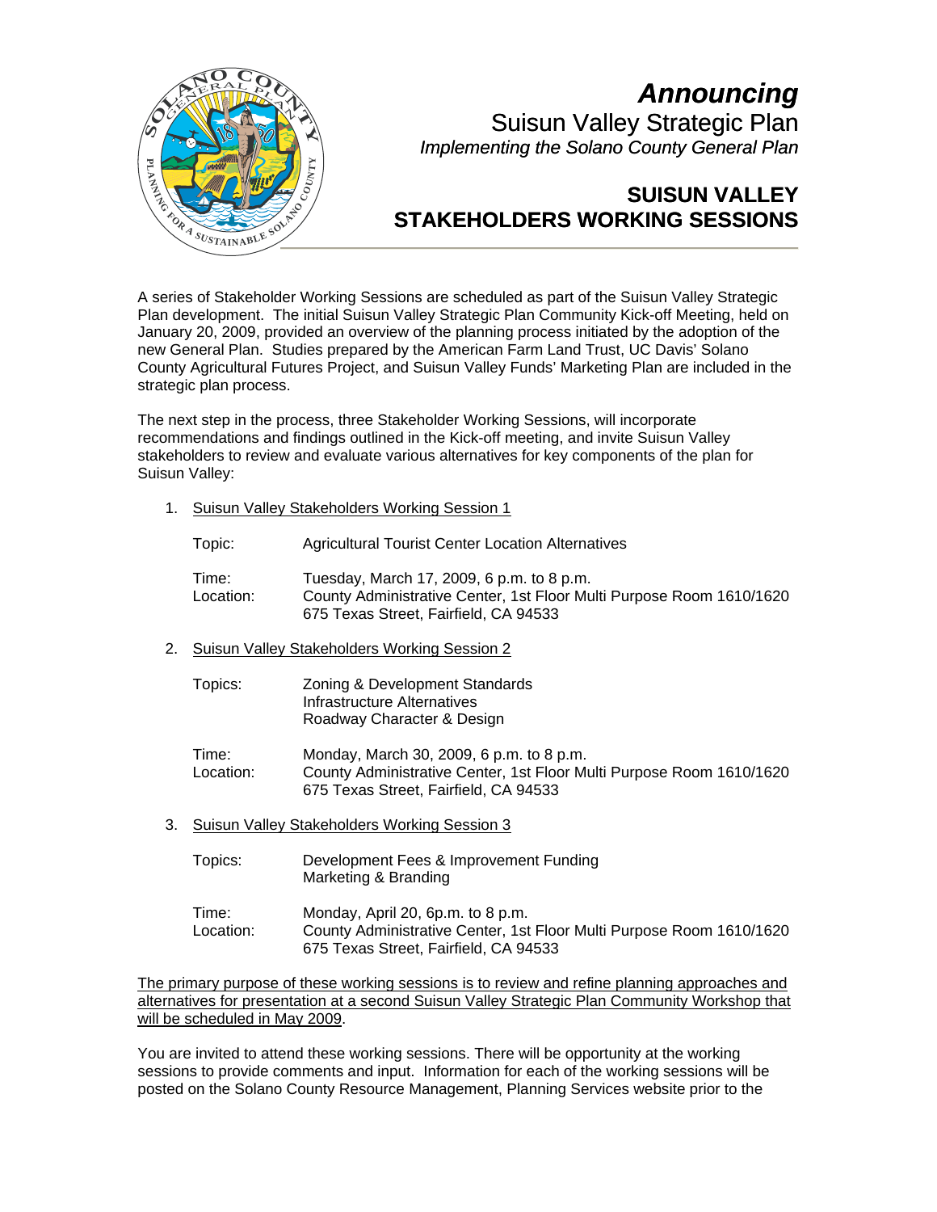# *Announcing*

## Suisun Valley Strategic Plan

*Implementing the Solano County General Plan*

## SUISUN VALLEY STAKEHOLDERS WORKING SESSIONS

A series of Stakeholder Working Sessions are scheduled as part of the Suisun Valley Strategic Plan development. The initial Suisun Valley Strategic Plan Community Kick-off Meeting, held on January 20, 2009, provided an overview of the planning process initiated by the adoption of the new General Plan. Studies prepared by the American Farm Land Trust, UC Davis' Solano County Agricultural Futures Project, and Suisun Valley Funds' Marketing Plan are included in the strategic plan process.

The next step in the process, three Stakeholder Working Sessions, will incorporate recommendations and findings outlined in the Kick-off meeting, and invite Suisun Valley stakeholders to review and evaluate various alternatives for key components of the plan for Suisun Valley:

1. <u>Suisun Valley Stakeholders Working Session 1</u>

   Topic: Agricultural Tourist Center Location Alternatives

   Time: Tuesday, March 17, 2009, 6 p.m. to 8 p.m.
   Location: County Administrative Center, 1st Floor Multi Purpose Room 1610/1620
   675 Texas Street, Fairfield, CA 94533

2. <u>Suisun Valley Stakeholders Working Session 2</u>

   Topics: Zoning & Development Standards
   Infrastructure Alternatives
   Roadway Character & Design

   Time: Monday, March 30, 2009, 6 p.m. to 8 p.m.
   Location: County Administrative Center, 1st Floor Multi Purpose Room 1610/1620
   675 Texas Street, Fairfield, CA 94533

3. <u>Suisun Valley Stakeholders Working Session 3</u>

   Topics: Development Fees & Improvement Funding
   Marketing & Branding

   Time: Monday, April 20, 6p.m. to 8 p.m.
   Location: County Administrative Center, 1st Floor Multi Purpose Room 1610/1620
   675 Texas Street, Fairfield, CA 94533

<u>The primary purpose of these working sessions is to review and refine planning approaches and alternatives for presentation at a second Suisun Valley Strategic Plan Community Workshop that will be scheduled in May 2009</u>.

You are invited to attend these working sessions. There will be opportunity at the working sessions to provide comments and input. Information for each of the working sessions will be posted on the Solano County Resource Management, Planning Services website prior to the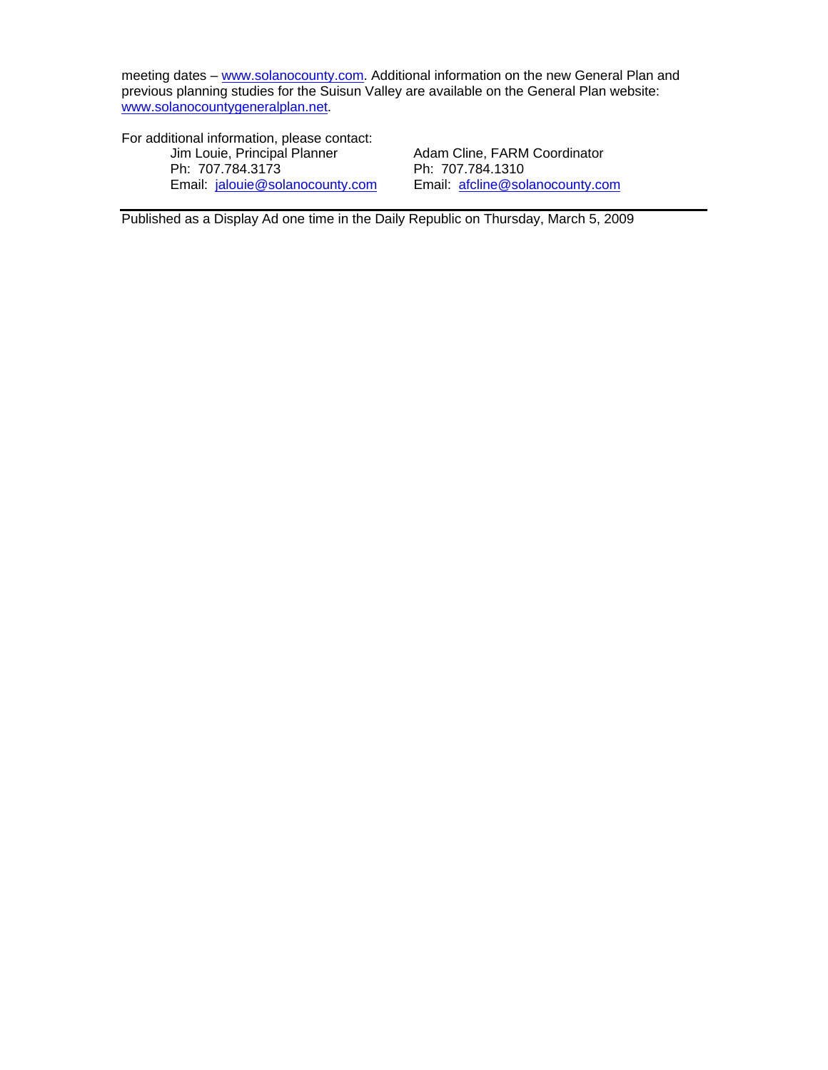meeting dates – www.solanocounty.com. Additional information on the new General Plan and previous planning studies for the Suisun Valley are available on the General Plan website: www.solanocountygeneralplan.net.

For additional information, please contact:

Jim Louie, Principal Planner
Ph: 707.784.3173
Email: jalouie@solanocounty.com

Adam Cline, FARM Coordinator
Ph: 707.784.1310
Email: afcline@solanocounty.com

---

Published as a Display Ad one time in the Daily Republic on Thursday, March 5, 2009